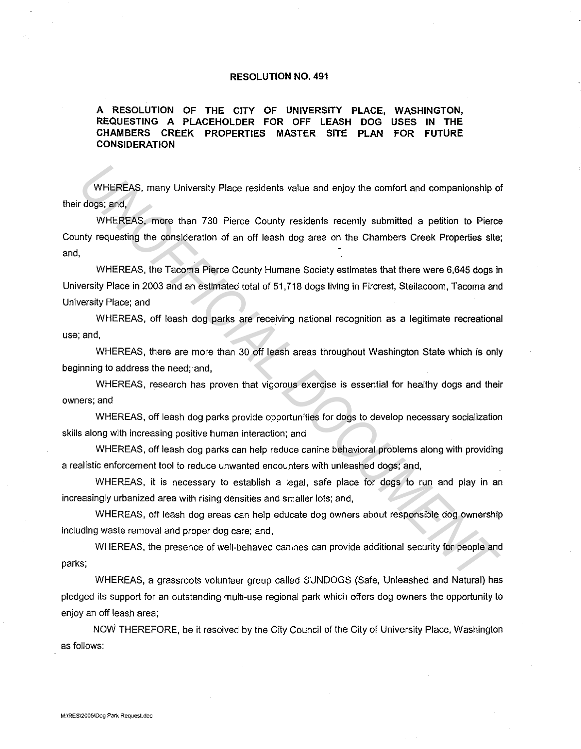# RESOLUTION NO. 491

## A RESOLUTION OF THE CITY OF UNIVERSITY PLACE, WASHINGTON, REQUESTING A PLACEHOLDER FOR OFF LEASH DOG USES IN THE CHAMBERS CREEK PROPERTIES MASTER SITE PLAN FOR FUTURE CONSIDERATION

WHEREAS, many University Place residents value and enjoy the comfort and companionship of their dogs; and,

WHEREAS, more than 730 Pierce County residents recently submitted a petition to Pierce County requesting the consideration of an off leash dog area on the Chambers Creek Properties site; and,

WHEREAS, the Tacoma Pierce County Humane Society estimates that there were 6,645 dogs in University Place in 2003 and an estimated total of 51,718 dogs living in Fircrest, Steilacoom, Tacoma and University Place; and

WHEREAS, off leash dog parks are receiving national recognition as a legitimate recreational use; and,

WHEREAS, there are more than 30 off leash areas throughout Washington State which is only beginning to address the need; and,

WHEREAS, research has proven that vigorous exercise is essential for healthy dogs and their owners; and

WHEREAS, off leash dog parks provide opportunities for dogs to develop necessary socialization skills along with increasing positive human interaction; and

WHEREAS, off leash dog parks can help reduce canine behavioral problems along with providing a realistic enforcement tool to reduce unwanted encounters with unleashed dogs; and,

WHEREAS, it is necessary to establish a legal, safe place for dogs to run and play in an increasingly urbanized area with rising densities and smaller lots; and,

WHEREAS, off leash dog areas can help educate dog owners about responsible dog ownership including waste removal and proper dog care; and,

WHEREAS, the presence of well-behaved canines can provide additional security for people and parks;

WHEREAS, a grassroots volunteer group called SUNDOGS (Safe, Unleashed and Natural) has pledged its support for an outstanding multi-use regional park which offers dog owners the opportunity to enjoy an off leash area;

NOW THEREFORE, be it resolved by the City Council of the City of University Place, Washington as follows:

M:\RES\2005\Dog Park Request.doc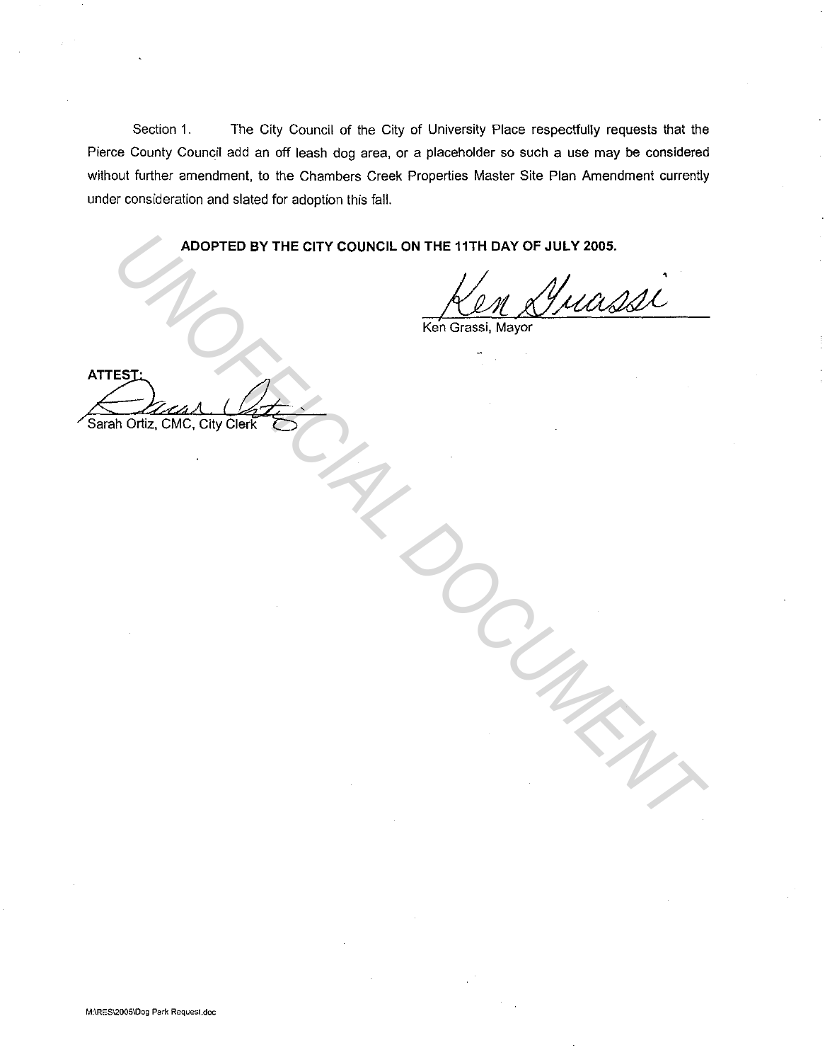Section 1. The City Council of the City of University Place respectfully requests that the Pierce County Council add an off leash dog area, or a placeholder so such a use may be considered without further amendment, to the Chambers Creek Properties Master Site Plan Amendment currently under consideration and slated for adoption this fall.

**ADOPTED BY THE CITY COUNCIL ON THE 11TH DAY OF JULY 2005.**

Ken Grassi

Ken Grassi, Mayor

**ATTEST:**

Sarah Ortiz

Sarah Ortiz, CMC, City Clerk

UNOFFICIAL DOCUMENT

M:\RES\2005\Dog Park Request.doc